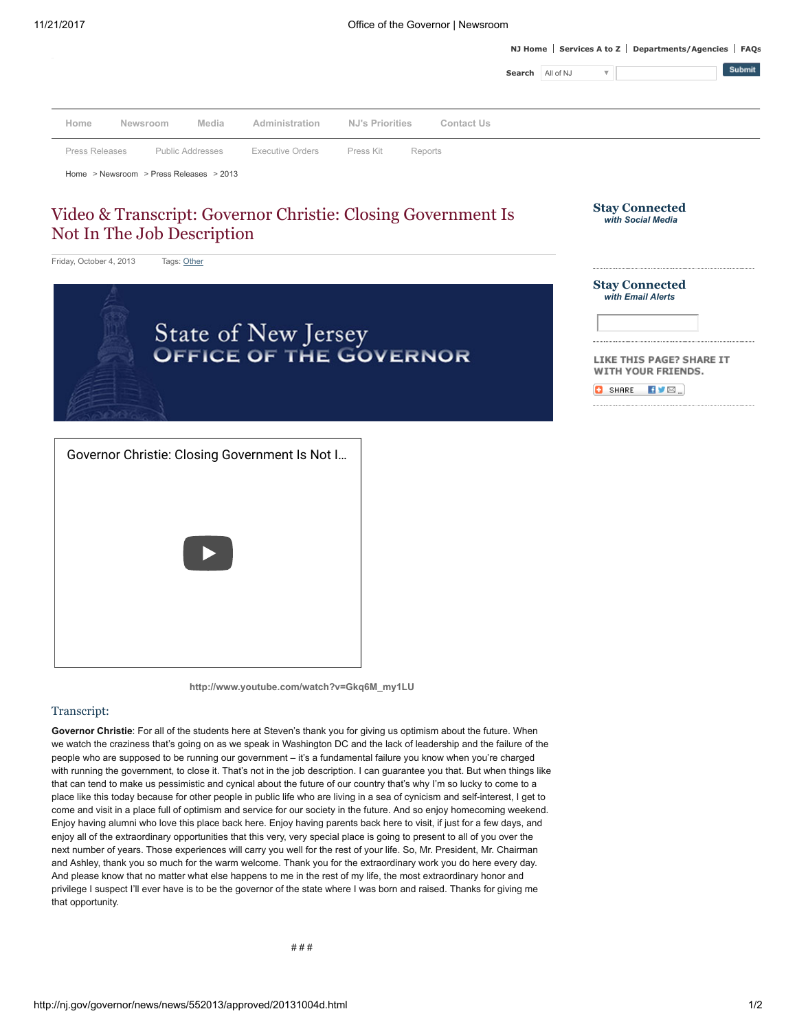NJ Home | Services A to Z | Departments/Agencies | FAQs

Search All of NJ Submit

Home Newsroom Media Administration NJ's Priorities Contact Us

Press Releases Public Addresses Executive Orders Press Kit Reports

Home > Newsroom > Press Releases > 2013

# Video & Transcript: Governor Christie: Closing Government Is Not In The Job Description

Friday, October 4, 2013 Tags: Other

State of New Jersey
OFFICE OF THE GOVERNOR

Governor Christie: Closing Government Is Not I...

http://www.youtube.com/watch?v=Gkq6M_my1LU

## Transcript:

**Governor Christie**: For all of the students here at Steven's thank you for giving us optimism about the future. When we watch the craziness that's going on as we speak in Washington DC and the lack of leadership and the failure of the people who are supposed to be running our government – it's a fundamental failure you know when you're charged with running the government, to close it. That's not in the job description. I can guarantee you that. But when things like that can tend to make us pessimistic and cynical about the future of our country that's why I'm so lucky to come to a place like this today because for other people in public life who are living in a sea of cynicism and self-interest, I get to come and visit in a place full of optimism and service for our society in the future. And so enjoy homecoming weekend. Enjoy having alumni who love this place back here. Enjoy having parents back here to visit, if just for a few days, and enjoy all of the extraordinary opportunities that this very, very special place is going to present to all of you over the next number of years. Those experiences will carry you well for the rest of your life. So, Mr. President, Mr. Chairman and Ashley, thank you so much for the warm welcome. Thank you for the extraordinary work you do here every day. And please know that no matter what else happens to me in the rest of my life, the most extraordinary honor and privilege I suspect I'll ever have is to be the governor of the state where I was born and raised. Thanks for giving me that opportunity.

###

**Stay Connected** *with Social Media*

**Stay Connected** *with Email Alerts*

LIKE THIS PAGE? SHARE IT WITH YOUR FRIENDS.

SHARE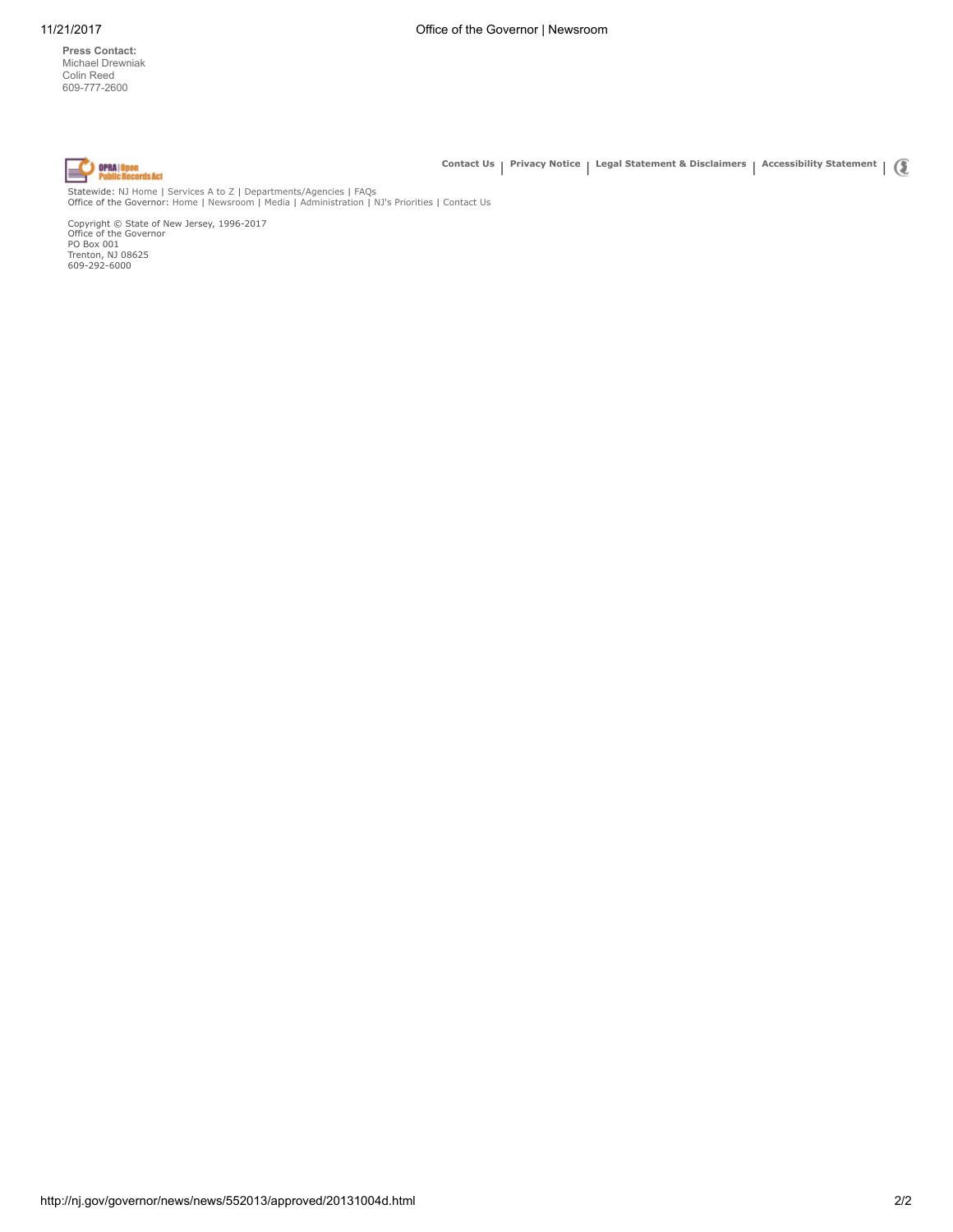**Press Contact:**
Michael Drewniak
Colin Reed
609-777-2600

OPRA | Open Public Records Act

Contact Us | Privacy Notice | Legal Statement & Disclaimers | Accessibility Statement |

Statewide: NJ Home | Services A to Z | Departments/Agencies | FAQs
Office of the Governor: Home | Newsroom | Media | Administration | NJ's Priorities | Contact Us

Copyright © State of New Jersey, 1996-2017
Office of the Governor
PO Box 001
Trenton, NJ 08625
609-292-6000